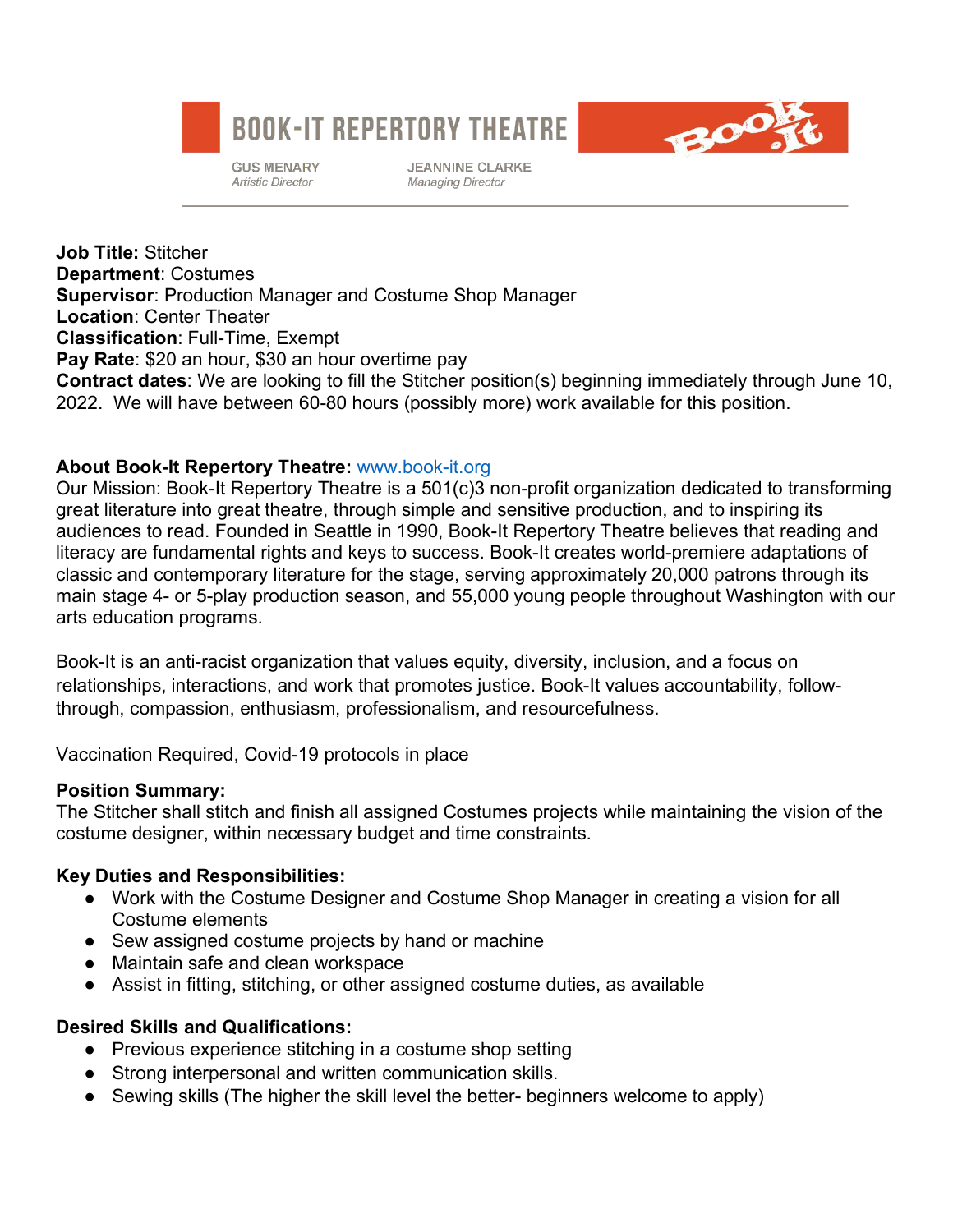# BOOK-IT REPERTORY THEATRE

GUS MENARY
*Artistic Director*

JEANNINE CLARKE
*Managing Director*

---

**Job Title:** Stitcher
**Department**: Costumes
**Supervisor**: Production Manager and Costume Shop Manager
**Location**: Center Theater
**Classification**: Full-Time, Exempt
**Pay Rate**: $20 an hour, $30 an hour overtime pay
**Contract dates**: We are looking to fill the Stitcher position(s) beginning immediately through June 10, 2022. We will have between 60-80 hours (possibly more) work available for this position.

**About Book-It Repertory Theatre:** [www.book-it.org](http://www.book-it.org)
Our Mission: Book-It Repertory Theatre is a 501(c)3 non-profit organization dedicated to transforming great literature into great theatre, through simple and sensitive production, and to inspiring its audiences to read. Founded in Seattle in 1990, Book-It Repertory Theatre believes that reading and literacy are fundamental rights and keys to success. Book-It creates world-premiere adaptations of classic and contemporary literature for the stage, serving approximately 20,000 patrons through its main stage 4- or 5-play production season, and 55,000 young people throughout Washington with our arts education programs.

Book-It is an anti-racist organization that values equity, diversity, inclusion, and a focus on relationships, interactions, and work that promotes justice. Book-It values accountability, follow-through, compassion, enthusiasm, professionalism, and resourcefulness.

Vaccination Required, Covid-19 protocols in place

**Position Summary:**
The Stitcher shall stitch and finish all assigned Costumes projects while maintaining the vision of the costume designer, within necessary budget and time constraints.

**Key Duties and Responsibilities:**
- Work with the Costume Designer and Costume Shop Manager in creating a vision for all Costume elements
- Sew assigned costume projects by hand or machine
- Maintain safe and clean workspace
- Assist in fitting, stitching, or other assigned costume duties, as available

**Desired Skills and Qualifications:**
- Previous experience stitching in a costume shop setting
- Strong interpersonal and written communication skills.
- Sewing skills (The higher the skill level the better- beginners welcome to apply)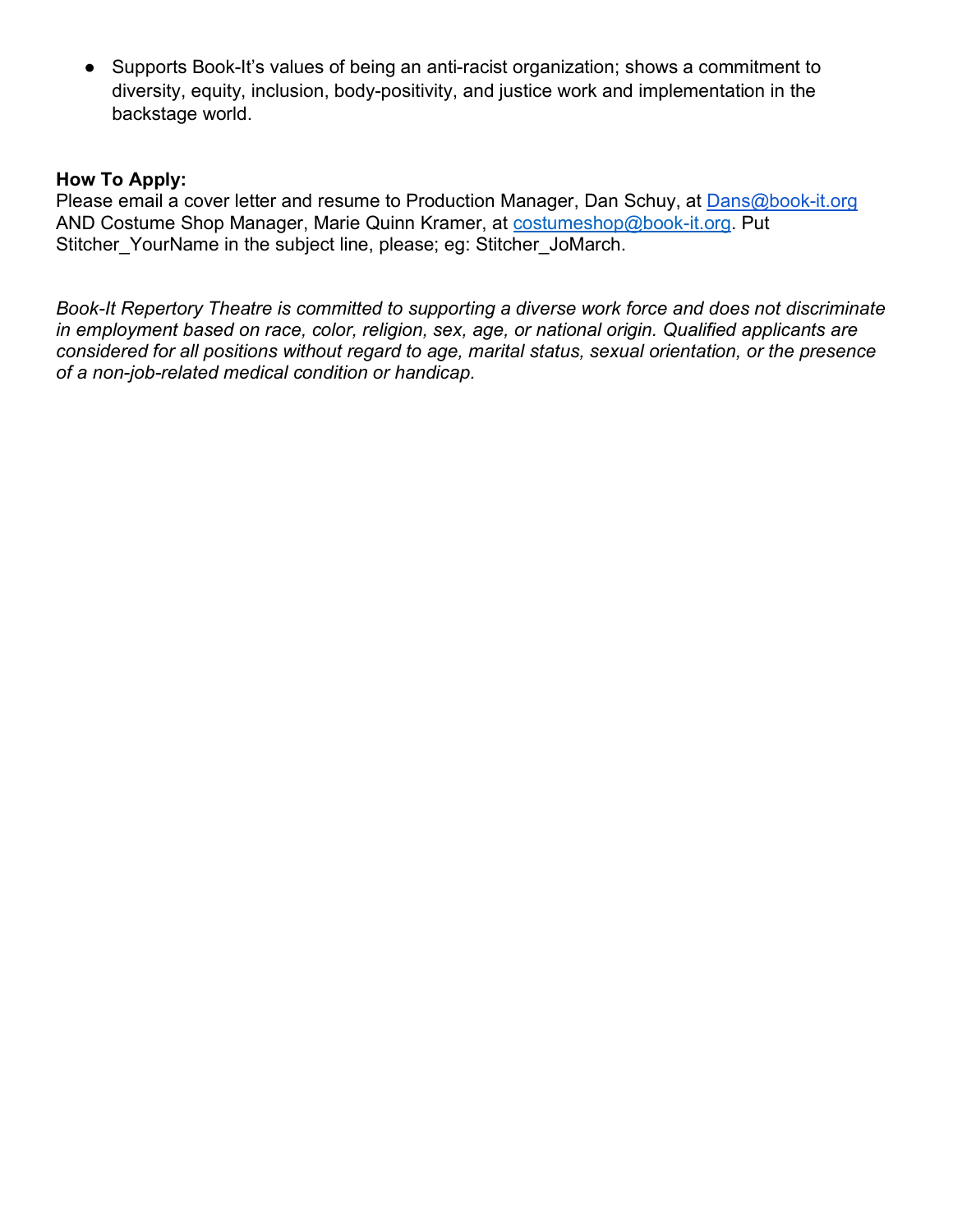- Supports Book-It's values of being an anti-racist organization; shows a commitment to diversity, equity, inclusion, body-positivity, and justice work and implementation in the backstage world.

**How To Apply:**
Please email a cover letter and resume to Production Manager, Dan Schuy, at Dans@book-it.org AND Costume Shop Manager, Marie Quinn Kramer, at costumeshop@book-it.org. Put Stitcher_YourName in the subject line, please; eg: Stitcher_JoMarch.

*Book-It Repertory Theatre is committed to supporting a diverse work force and does not discriminate in employment based on race, color, religion, sex, age, or national origin. Qualified applicants are considered for all positions without regard to age, marital status, sexual orientation, or the presence of a non-job-related medical condition or handicap.*